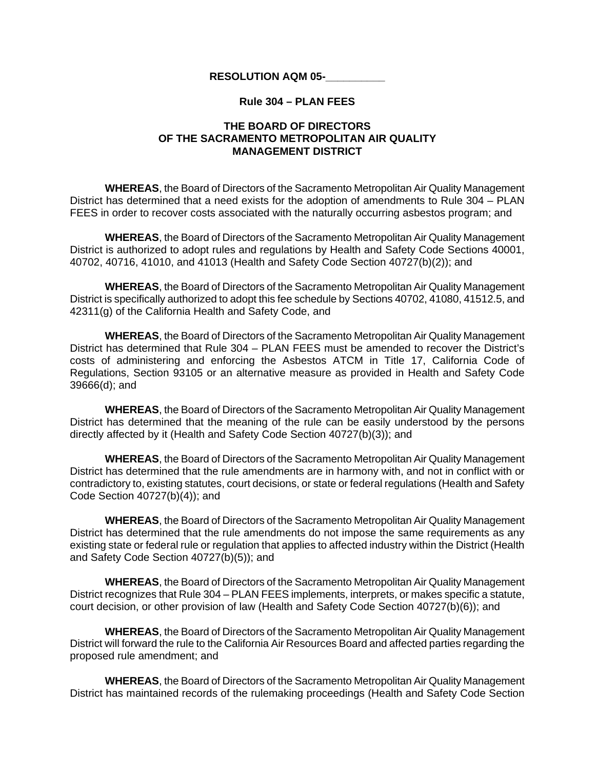**RESOLUTION AQM 05-__________**

**Rule 304 – PLAN FEES**

**THE BOARD OF DIRECTORS
OF THE SACRAMENTO METROPOLITAN AIR QUALITY
MANAGEMENT DISTRICT**

**WHEREAS**, the Board of Directors of the Sacramento Metropolitan Air Quality Management District has determined that a need exists for the adoption of amendments to Rule 304 – PLAN FEES in order to recover costs associated with the naturally occurring asbestos program; and

**WHEREAS**, the Board of Directors of the Sacramento Metropolitan Air Quality Management District is authorized to adopt rules and regulations by Health and Safety Code Sections 40001, 40702, 40716, 41010, and 41013 (Health and Safety Code Section 40727(b)(2)); and

**WHEREAS**, the Board of Directors of the Sacramento Metropolitan Air Quality Management District is specifically authorized to adopt this fee schedule by Sections 40702, 41080, 41512.5, and 42311(g) of the California Health and Safety Code, and

**WHEREAS**, the Board of Directors of the Sacramento Metropolitan Air Quality Management District has determined that Rule 304 – PLAN FEES must be amended to recover the District's costs of administering and enforcing the Asbestos ATCM in Title 17, California Code of Regulations, Section 93105 or an alternative measure as provided in Health and Safety Code 39666(d); and

**WHEREAS**, the Board of Directors of the Sacramento Metropolitan Air Quality Management District has determined that the meaning of the rule can be easily understood by the persons directly affected by it (Health and Safety Code Section 40727(b)(3)); and

**WHEREAS**, the Board of Directors of the Sacramento Metropolitan Air Quality Management District has determined that the rule amendments are in harmony with, and not in conflict with or contradictory to, existing statutes, court decisions, or state or federal regulations (Health and Safety Code Section 40727(b)(4)); and

**WHEREAS**, the Board of Directors of the Sacramento Metropolitan Air Quality Management District has determined that the rule amendments do not impose the same requirements as any existing state or federal rule or regulation that applies to affected industry within the District (Health and Safety Code Section 40727(b)(5)); and

**WHEREAS**, the Board of Directors of the Sacramento Metropolitan Air Quality Management District recognizes that Rule 304 – PLAN FEES implements, interprets, or makes specific a statute, court decision, or other provision of law (Health and Safety Code Section 40727(b)(6)); and

**WHEREAS**, the Board of Directors of the Sacramento Metropolitan Air Quality Management District will forward the rule to the California Air Resources Board and affected parties regarding the proposed rule amendment; and

**WHEREAS**, the Board of Directors of the Sacramento Metropolitan Air Quality Management District has maintained records of the rulemaking proceedings (Health and Safety Code Section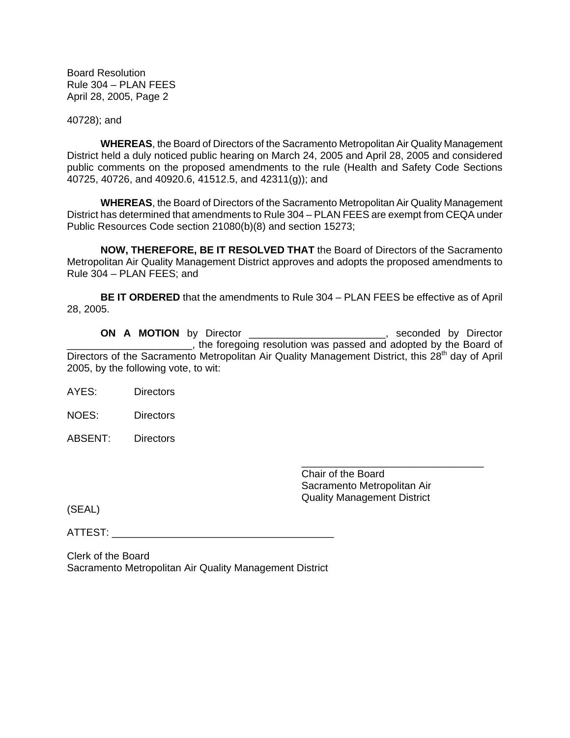40728); and

**WHEREAS**, the Board of Directors of the Sacramento Metropolitan Air Quality Management District held a duly noticed public hearing on March 24, 2005 and April 28, 2005 and considered public comments on the proposed amendments to the rule (Health and Safety Code Sections 40725, 40726, and 40920.6, 41512.5, and 42311(g)); and

**WHEREAS**, the Board of Directors of the Sacramento Metropolitan Air Quality Management District has determined that amendments to Rule 304 – PLAN FEES are exempt from CEQA under Public Resources Code section 21080(b)(8) and section 15273;

**NOW, THEREFORE, BE IT RESOLVED THAT** the Board of Directors of the Sacramento Metropolitan Air Quality Management District approves and adopts the proposed amendments to Rule 304 – PLAN FEES; and

**BE IT ORDERED** that the amendments to Rule 304 – PLAN FEES be effective as of April 28, 2005.

**ON A MOTION** by Director ________________________, seconded by Director ______________________, the foregoing resolution was passed and adopted by the Board of Directors of the Sacramento Metropolitan Air Quality Management District, this 28th day of April 2005, by the following vote, to wit:

AYES: Directors

NOES: Directors

ABSENT: Directors

________________________________
Chair of the Board
Sacramento Metropolitan Air
Quality Management District

(SEAL)

ATTEST: ______________________________________

Clerk of the Board
Sacramento Metropolitan Air Quality Management District